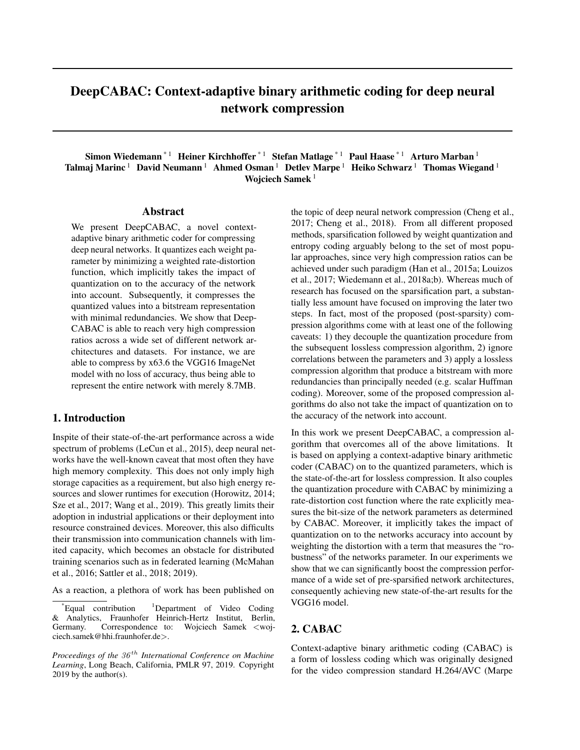# DeepCABAC: Context-adaptive binary arithmetic coding for deep neural network compression

**Simon Wiedemann** [*1] **Heiner Kirchhoffer** [*1] **Stefan Matlage** [*1] **Paul Haase** [*1] **Arturo Marban** [1] **Talmaj Marinc** [1] **David Neumann** [1] **Ahmed Osman** [1] **Detlev Marpe** [1] **Heiko Schwarz** [1] **Thomas Wiegand** [1] **Wojciech Samek** [1]

## Abstract

We present DeepCABAC, a novel context-adaptive binary arithmetic coder for compressing deep neural networks. It quantizes each weight parameter by minimizing a weighted rate-distortion function, which implicitly takes the impact of quantization on to the accuracy of the network into account. Subsequently, it compresses the quantized values into a bitstream representation with minimal redundancies. We show that DeepCABAC is able to reach very high compression ratios across a wide set of different network architectures and datasets. For instance, we are able to compress by x63.6 the VGG16 ImageNet model with no loss of accuracy, thus being able to represent the entire network with merely 8.7MB.

## 1. Introduction

Inspite of their state-of-the-art performance across a wide spectrum of problems (LeCun et al., 2015), deep neural networks have the well-known caveat that most often they have high memory complexity. This does not only imply high storage capacities as a requirement, but also high energy resources and slower runtimes for execution (Horowitz, 2014; Sze et al., 2017; Wang et al., 2019). This greatly limits their adoption in industrial applications or their deployment into resource constrained devices. Moreover, this also difficults their transmission into communication channels with limited capacity, which becomes an obstacle for distributed training scenarios such as in federated learning (McMahan et al., 2016; Sattler et al., 2018; 2019).

As a reaction, a plethora of work has been published on the topic of deep neural network compression (Cheng et al., 2017; Cheng et al., 2018). From all different proposed methods, sparsification followed by weight quantization and entropy coding arguably belong to the set of most popular approaches, since very high compression ratios can be achieved under such paradigm (Han et al., 2015a; Louizos et al., 2017; Wiedemann et al., 2018a;b). Whereas much of research has focused on the sparsification part, a substantially less amount have focused on improving the later two steps. In fact, most of the proposed (post-sparsity) compression algorithms come with at least one of the following caveats: 1) they decouple the quantization procedure from the subsequent lossless compression algorithm, 2) ignore correlations between the parameters and 3) apply a lossless compression algorithm that produce a bitstream with more redundancies than principally needed (e.g. scalar Huffman coding). Moreover, some of the proposed compression algorithms do also not take the impact of quantization on to the accuracy of the network into account.

In this work we present DeepCABAC, a compression algorithm that overcomes all of the above limitations. It is based on applying a context-adaptive binary arithmetic coder (CABAC) on to the quantized parameters, which is the state-of-the-art for lossless compression. It also couples the quantization procedure with CABAC by minimizing a rate-distortion cost function where the rate explicitly measures the bit-size of the network parameters as determined by CABAC. Moreover, it implicitly takes the impact of quantization on to the networks accuracy into account by weighting the distortion with a term that measures the "robustness" of the networks parameter. In our experiments we show that we can significantly boost the compression performance of a wide set of pre-sparsified network architectures, consequently achieving new state-of-the-art results for the VGG16 model.

## 2. CABAC

Context-adaptive binary arithmetic coding (CABAC) is a form of lossless coding which was originally designed for the video compression standard H.264/AVC (Marpe

---

[*]Equal contribution [1]Department of Video Coding & Analytics, Fraunhofer Heinrich-Hertz Institut, Berlin, Germany. Correspondence to: Wojciech Samek <wojciech.samek@hhi.fraunhofer.de>.

*Proceedings of the 36th International Conference on Machine Learning*, Long Beach, California, PMLR 97, 2019. Copyright 2019 by the author(s).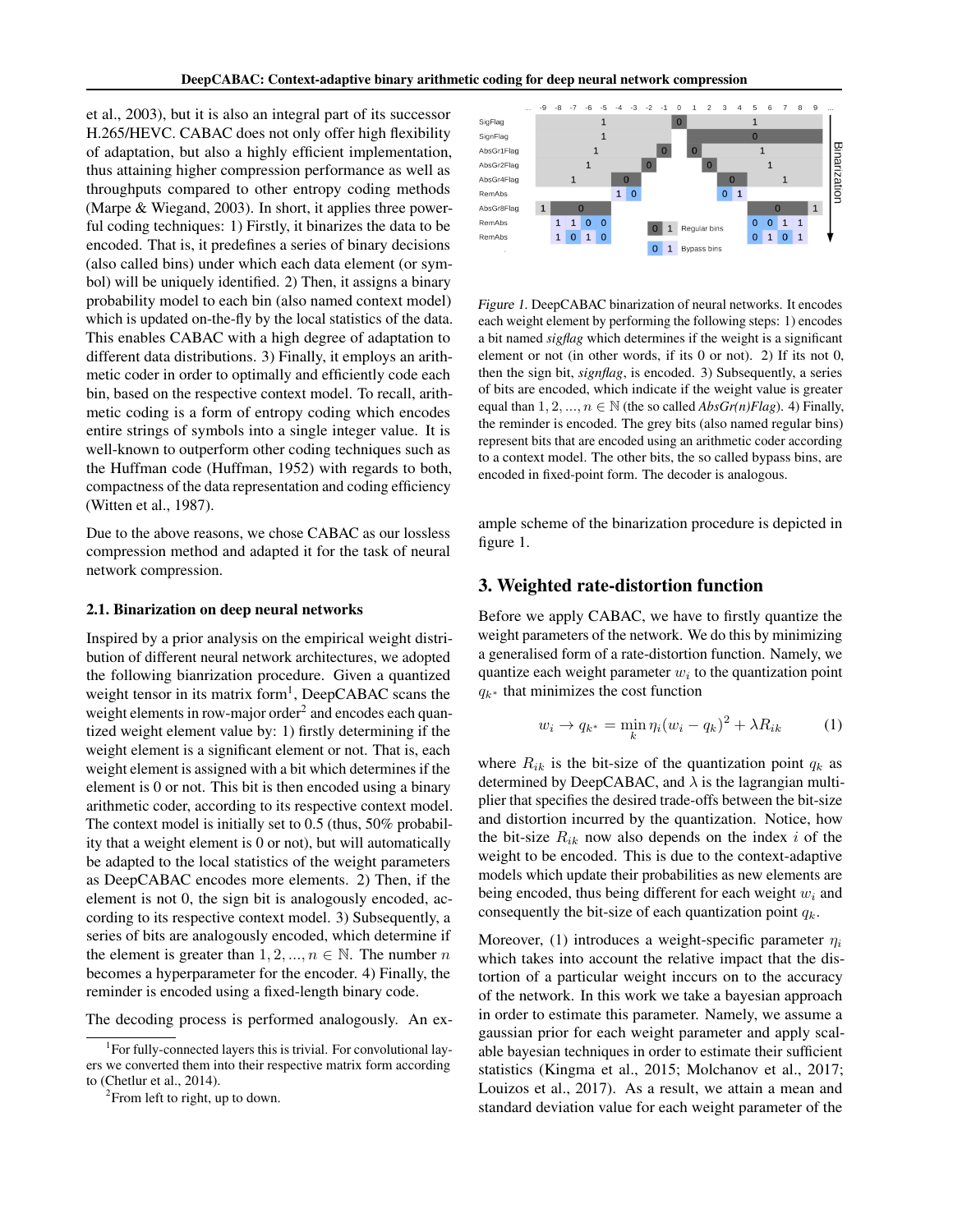et al., 2003), but it is also an integral part of its successor H.265/HEVC. CABAC does not only offer high flexibility of adaptation, but also a highly efficient implementation, thus attaining higher compression performance as well as throughputs compared to other entropy coding methods (Marpe & Wiegand, 2003). In short, it applies three powerful coding techniques: 1) Firstly, it binarizes the data to be encoded. That is, it predefines a series of binary decisions (also called bins) under which each data element (or symbol) will be uniquely identified. 2) Then, it assigns a binary probability model to each bin (also named context model) which is updated on-the-fly by the local statistics of the data. This enables CABAC with a high degree of adaptation to different data distributions. 3) Finally, it employs an arithmetic coder in order to optimally and efficiently code each bin, based on the respective context model. To recall, arithmetic coding is a form of entropy coding which encodes entire strings of symbols into a single integer value. It is well-known to outperform other coding techniques such as the Huffman code (Huffman, 1952) with regards to both, compactness of the data representation and coding efficiency (Witten et al., 1987).

Due to the above reasons, we chose CABAC as our lossless compression method and adapted it for the task of neural network compression.

### 2.1. Binarization on deep neural networks

Inspired by a prior analysis on the empirical weight distribution of different neural network architectures, we adopted the following bianrization procedure. Given a quantized weight tensor in its matrix form[1], DeepCABAC scans the weight elements in row-major order[2] and encodes each quantized weight element value by: 1) firstly determining if the weight element is a significant element or not. That is, each weight element is assigned with a bit which determines if the element is 0 or not. This bit is then encoded using a binary arithmetic coder, according to its respective context model. The context model is initially set to 0.5 (thus, 50% probability that a weight element is 0 or not), but will automatically be adapted to the local statistics of the weight parameters as DeepCABAC encodes more elements. 2) Then, if the element is not 0, the sign bit is analogously encoded, according to its respective context model. 3) Subsequently, a series of bits are analogously encoded, which determine if the element is greater than $1, 2, ..., n \in \mathbb{N}$. The number $n$ becomes a hyperparameter for the encoder. 4) Finally, the reminder is encoded using a fixed-length binary code.

The decoding process is performed analogously. An example scheme of the binarization procedure is depicted in figure 1.

[1] For fully-connected layers this is trivial. For convolutional layers we converted them into their respective matrix form according to (Chetlur et al., 2014).

[2] From left to right, up to down.

*Figure 1.* DeepCABAC binarization of neural networks. It encodes each weight element by performing the following steps: 1) encodes a bit named *sigflag* which determines if the weight is a significant element or not (in other words, if its 0 or not). 2) If its not 0, then the sign bit, *signflag*, is encoded. 3) Subsequently, a series of bits are encoded, which indicate if the weight value is greater equal than $1, 2, ..., n \in \mathbb{N}$ (the so called *AbsGr(n)Flag*). 4) Finally, the reminder is encoded. The grey bits (also named regular bins) represent bits that are encoded using an arithmetic coder according to a context model. The other bits, the so called bypass bins, are encoded in fixed-point form. The decoder is analogous.

## 3. Weighted rate-distortion function

Before we apply CABAC, we have to firstly quantize the weight parameters of the network. We do this by minimizing a generalised form of a rate-distortion function. Namely, we quantize each weight parameter $w_i$ to the quantization point $q_{k^*}$ that minimizes the cost function

$$w_i \to q_{k^*} = \min_k \eta_i (w_i - q_k)^2 + \lambda R_{ik} \tag{1}$$

where $R_{ik}$ is the bit-size of the quantization point $q_k$ as determined by DeepCABAC, and $\lambda$ is the lagrangian multiplier that specifies the desired trade-offs between the bit-size and distortion incurred by the quantization. Notice, how the bit-size $R_{ik}$ now also depends on the index $i$ of the weight to be encoded. This is due to the context-adaptive models which update their probabilities as new elements are being encoded, thus being different for each weight $w_i$ and consequently the bit-size of each quantization point $q_k$.

Moreover, (1) introduces a weight-specific parameter $\eta_i$ which takes into account the relative impact that the distortion of a particular weight inccurs on to the accuracy of the network. In this work we take a bayesian approach in order to estimate this parameter. Namely, we assume a gaussian prior for each weight parameter and apply scalable bayesian techniques in order to estimate their sufficient statistics (Kingma et al., 2015; Molchanov et al., 2017; Louizos et al., 2017). As a result, we attain a mean and standard deviation value for each weight parameter of the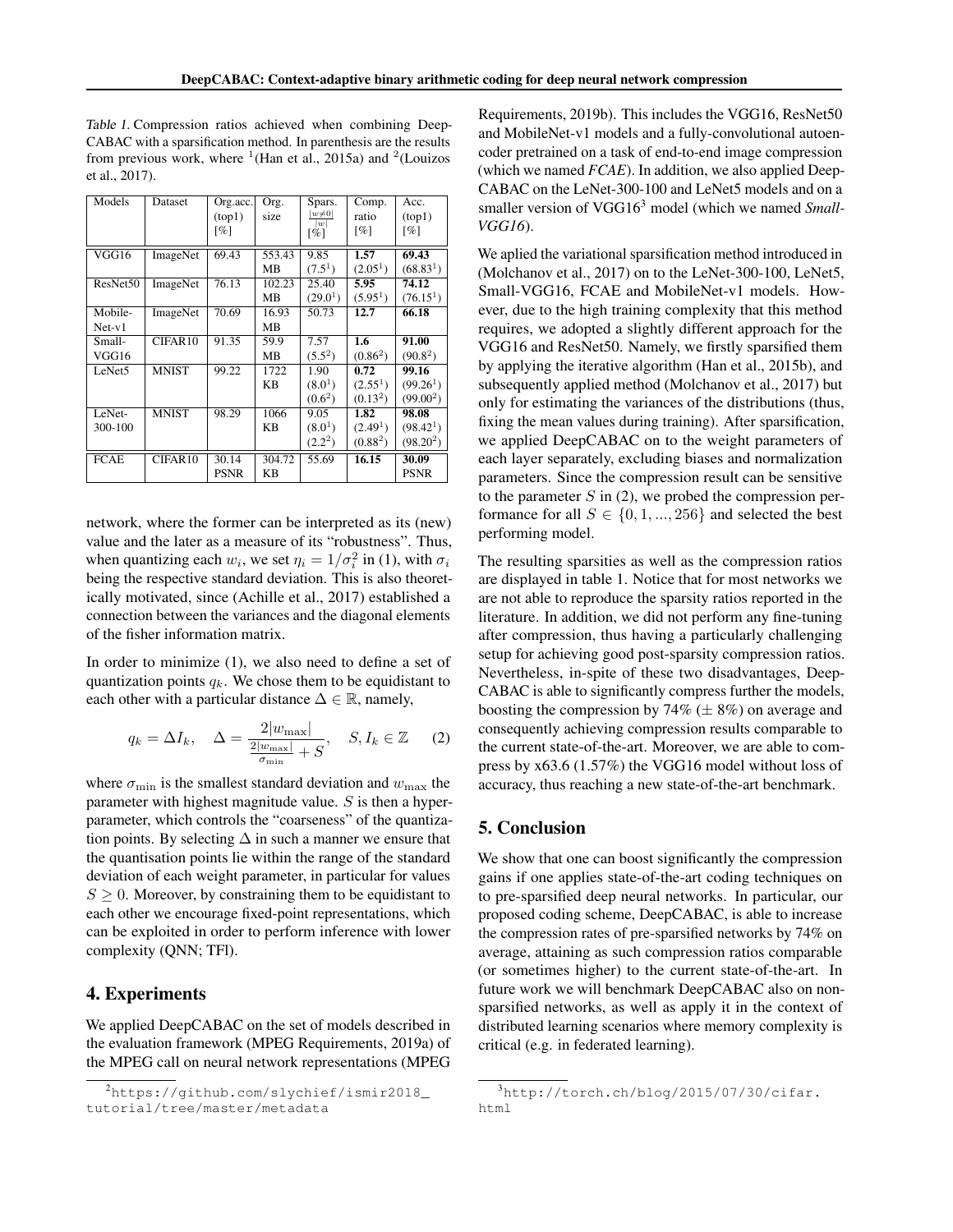Table 1. Compression ratios achieved when combining DeepCABAC with a sparsification method. In parenthesis are the results from previous work, where [1](Han et al., 2015a) and [2](Louizos et al., 2017).

| Models | Dataset | Org.acc. (top1) [%] | Org. size | Spars. $\frac{\|w\neq 0\|}{\|w\|}$ [%] | Comp. ratio [%] | Acc. (top1) [%] |
|---|---|---|---|---|---|---|
| VGG16 | ImageNet | 69.43 | 553.43 MB | 9.85 (7.5[1]) | **1.57** (2.05[1]) | **69.43** (68.83[1]) |
| ResNet50 | ImageNet | 76.13 | 102.23 MB | 25.40 (29.0[1]) | **5.95** (5.95[1]) | **74.12** (76.15[1]) |
| Mobile-Net-v1 | ImageNet | 70.69 | 16.93 MB | 50.73 | **12.7** | **66.18** |
| Small-VGG16 | CIFAR10 | 91.35 | 59.9 MB | 7.57 (5.5[2]) | **1.6** (0.86[2]) | **91.00** (90.8[2]) |
| LeNet5 | MNIST | 99.22 | 1722 KB | 1.90 (8.0[1]) (0.6[2]) | **0.72** (2.55[1]) (0.13[2]) | **99.16** (99.26[1]) (99.00[2]) |
| LeNet-300-100 | MNIST | 98.29 | 1066 KB | 9.05 (8.0[1]) (2.2[2]) | **1.82** (2.49[1]) (0.88[2]) | **98.08** (98.42[1]) (98.20[2]) |
| FCAE | CIFAR10 | 30.14 PSNR | 304.72 KB | 55.69 | **16.15** | **30.09** PSNR |

network, where the former can be interpreted as its (new) value and the later as a measure of its "robustness". Thus, when quantizing each $w_i$, we set $\eta_i = 1/\sigma_i^2$ in (1), with $\sigma_i$ being the respective standard deviation. This is also theoretically motivated, since (Achille et al., 2017) established a connection between the variances and the diagonal elements of the fisher information matrix.

In order to minimize (1), we also need to define a set of quantization points $q_k$. We chose them to be equidistant to each other with a particular distance $\Delta \in \mathbb{R}$, namely,

$$q_k = \Delta I_k, \quad \Delta = \frac{2|w_{\max}|}{\frac{2|w_{\max}|}{\sigma_{\min}} + S}, \quad S, I_k \in \mathbb{Z} \qquad (2)$$

where $\sigma_{\min}$ is the smallest standard deviation and $w_{\max}$ the parameter with highest magnitude value. $S$ is then a hyperparameter, which controls the "coarseness" of the quantization points. By selecting $\Delta$ in such a manner we ensure that the quantisation points lie within the range of the standard deviation of each weight parameter, in particular for values $S \geq 0$. Moreover, by constraining them to be equidistant to each other we encourage fixed-point representations, which can be exploited in order to perform inference with lower complexity (QNN; TFl).

## 4. Experiments

We applied DeepCABAC on the set of models described in the evaluation framework (MPEG Requirements, 2019a) of the MPEG call on neural network representations (MPEG Requirements, 2019b). This includes the VGG16, ResNet50 and MobileNet-v1 models and a fully-convolutional autoencoder pretrained on a task of end-to-end image compression (which we named *FCAE*). In addition, we also applied DeepCABAC on the LeNet-300-100 and LeNet5 models and on a smaller version of VGG16[3] model (which we named *Small-VGG16*).

We aplied the variational sparsification method introduced in (Molchanov et al., 2017) on to the LeNet-300-100, LeNet5, Small-VGG16, FCAE and MobileNet-v1 models. However, due to the high training complexity that this method requires, we adopted a slightly different approach for the VGG16 and ResNet50. Namely, we firstly sparsified them by applying the iterative algorithm (Han et al., 2015b), and subsequently applied method (Molchanov et al., 2017) but only for estimating the variances of the distributions (thus, fixing the mean values during training). After sparsification, we applied DeepCABAC on to the weight parameters of each layer separately, excluding biases and normalization parameters. Since the compression result can be sensitive to the parameter $S$ in (2), we probed the compression performance for all $S \in \{0, 1, ..., 256\}$ and selected the best performing model.

The resulting sparsities as well as the compression ratios are displayed in table 1. Notice that for most networks we are not able to reproduce the sparsity ratios reported in the literature. In addition, we did not perform any fine-tuning after compression, thus having a particularly challenging setup for achieving good post-sparsity compression ratios. Nevertheless, in-spite of these two disadvantages, DeepCABAC is able to significantly compress further the models, boosting the compression by 74% (± 8%) on average and consequently achieving compression results comparable to the current state-of-the-art. Moreover, we are able to compress by x63.6 (1.57%) the VGG16 model without loss of accuracy, thus reaching a new state-of-the-art benchmark.

## 5. Conclusion

We show that one can boost significantly the compression gains if one applies state-of-the-art coding techniques on to pre-sparsified deep neural networks. In particular, our proposed coding scheme, DeepCABAC, is able to increase the compression rates of pre-sparsified networks by 74% on average, attaining as such compression ratios comparable (or sometimes higher) to the current state-of-the-art. In future work we will benchmark DeepCABAC also on non-sparsified networks, as well as apply it in the context of distributed learning scenarios where memory complexity is critical (e.g. in federated learning).

[2] https://github.com/slychief/ismir2018_tutorial/tree/master/metadata

[3] http://torch.ch/blog/2015/07/30/cifar.html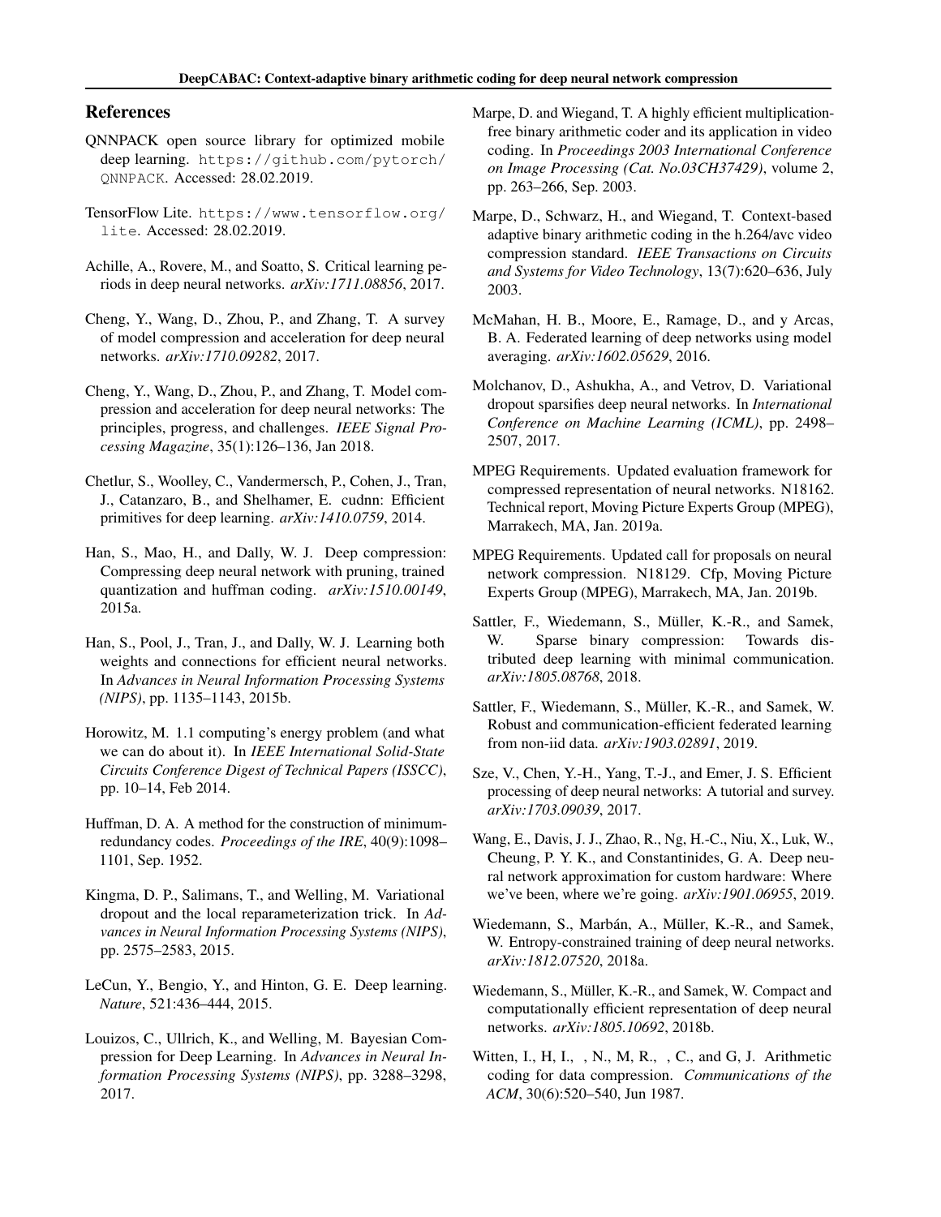## References

QNNPACK open source library for optimized mobile deep learning. https://github.com/pytorch/QNNPACK. Accessed: 28.02.2019.

TensorFlow Lite. https://www.tensorflow.org/lite. Accessed: 28.02.2019.

Achille, A., Rovere, M., and Soatto, S. Critical learning periods in deep neural networks. *arXiv:1711.08856*, 2017.

Cheng, Y., Wang, D., Zhou, P., and Zhang, T. A survey of model compression and acceleration for deep neural networks. *arXiv:1710.09282*, 2017.

Cheng, Y., Wang, D., Zhou, P., and Zhang, T. Model compression and acceleration for deep neural networks: The principles, progress, and challenges. *IEEE Signal Processing Magazine*, 35(1):126–136, Jan 2018.

Chetlur, S., Woolley, C., Vandermersch, P., Cohen, J., Tran, J., Catanzaro, B., and Shelhamer, E. cudnn: Efficient primitives for deep learning. *arXiv:1410.0759*, 2014.

Han, S., Mao, H., and Dally, W. J. Deep compression: Compressing deep neural network with pruning, trained quantization and huffman coding. *arXiv:1510.00149*, 2015a.

Han, S., Pool, J., Tran, J., and Dally, W. J. Learning both weights and connections for efficient neural networks. In *Advances in Neural Information Processing Systems (NIPS)*, pp. 1135–1143, 2015b.

Horowitz, M. 1.1 computing's energy problem (and what we can do about it). In *IEEE International Solid-State Circuits Conference Digest of Technical Papers (ISSCC)*, pp. 10–14, Feb 2014.

Huffman, D. A. A method for the construction of minimum-redundancy codes. *Proceedings of the IRE*, 40(9):1098–1101, Sep. 1952.

Kingma, D. P., Salimans, T., and Welling, M. Variational dropout and the local reparameterization trick. In *Advances in Neural Information Processing Systems (NIPS)*, pp. 2575–2583, 2015.

LeCun, Y., Bengio, Y., and Hinton, G. E. Deep learning. *Nature*, 521:436–444, 2015.

Louizos, C., Ullrich, K., and Welling, M. Bayesian Compression for Deep Learning. In *Advances in Neural Information Processing Systems (NIPS)*, pp. 3288–3298, 2017.

Marpe, D. and Wiegand, T. A highly efficient multiplication-free binary arithmetic coder and its application in video coding. In *Proceedings 2003 International Conference on Image Processing (Cat. No.03CH37429)*, volume 2, pp. 263–266, Sep. 2003.

Marpe, D., Schwarz, H., and Wiegand, T. Context-based adaptive binary arithmetic coding in the h.264/avc video compression standard. *IEEE Transactions on Circuits and Systems for Video Technology*, 13(7):620–636, July 2003.

McMahan, H. B., Moore, E., Ramage, D., and y Arcas, B. A. Federated learning of deep networks using model averaging. *arXiv:1602.05629*, 2016.

Molchanov, D., Ashukha, A., and Vetrov, D. Variational dropout sparsifies deep neural networks. In *International Conference on Machine Learning (ICML)*, pp. 2498–2507, 2017.

MPEG Requirements. Updated evaluation framework for compressed representation of neural networks. N18162. Technical report, Moving Picture Experts Group (MPEG), Marrakech, MA, Jan. 2019a.

MPEG Requirements. Updated call for proposals on neural network compression. N18129. Cfp, Moving Picture Experts Group (MPEG), Marrakech, MA, Jan. 2019b.

Sattler, F., Wiedemann, S., Müller, K.-R., and Samek, W. Sparse binary compression: Towards distributed deep learning with minimal communication. *arXiv:1805.08768*, 2018.

Sattler, F., Wiedemann, S., Müller, K.-R., and Samek, W. Robust and communication-efficient federated learning from non-iid data. *arXiv:1903.02891*, 2019.

Sze, V., Chen, Y.-H., Yang, T.-J., and Emer, J. S. Efficient processing of deep neural networks: A tutorial and survey. *arXiv:1703.09039*, 2017.

Wang, E., Davis, J. J., Zhao, R., Ng, H.-C., Niu, X., Luk, W., Cheung, P. Y. K., and Constantinides, G. A. Deep neural network approximation for custom hardware: Where we've been, where we're going. *arXiv:1901.06955*, 2019.

Wiedemann, S., Marbán, A., Müller, K.-R., and Samek, W. Entropy-constrained training of deep neural networks. *arXiv:1812.07520*, 2018a.

Wiedemann, S., Müller, K.-R., and Samek, W. Compact and computationally efficient representation of deep neural networks. *arXiv:1805.10692*, 2018b.

Witten, I., H, I., , N., M, R., , C., and G, J. Arithmetic coding for data compression. *Communications of the ACM*, 30(6):520–540, Jun 1987.